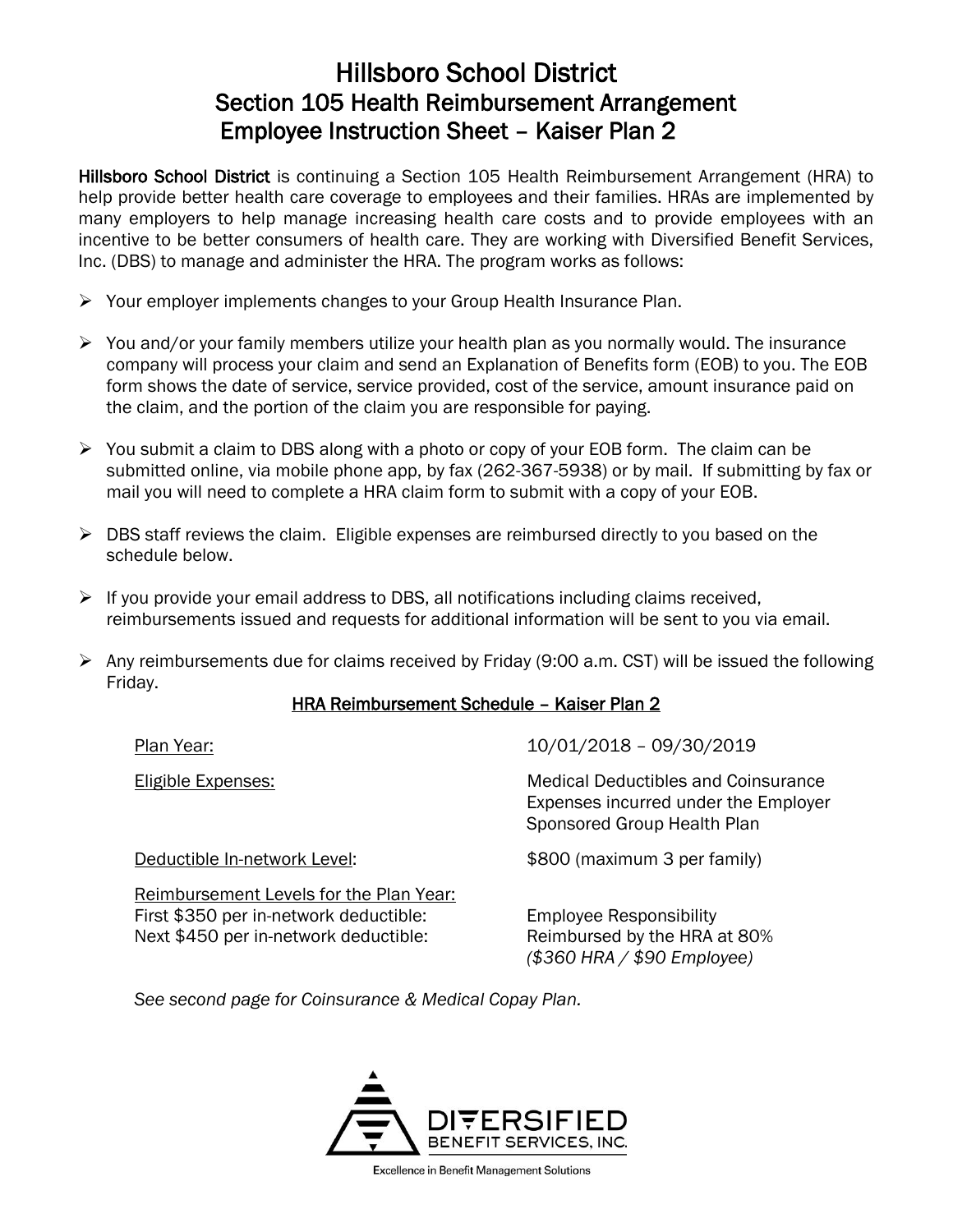# Hillsboro School District
## Section 105 Health Reimbursement Arrangement
## Employee Instruction Sheet – Kaiser Plan 2

**Hillsboro School District** is continuing a Section 105 Health Reimbursement Arrangement (HRA) to help provide better health care coverage to employees and their families. HRAs are implemented by many employers to help manage increasing health care costs and to provide employees with an incentive to be better consumers of health care. They are working with Diversified Benefit Services, Inc. (DBS) to manage and administer the HRA. The program works as follows:

- Your employer implements changes to your Group Health Insurance Plan.
- You and/or your family members utilize your health plan as you normally would. The insurance company will process your claim and send an Explanation of Benefits form (EOB) to you. The EOB form shows the date of service, service provided, cost of the service, amount insurance paid on the claim, and the portion of the claim you are responsible for paying.
- You submit a claim to DBS along with a photo or copy of your EOB form. The claim can be submitted online, via mobile phone app, by fax (262-367-5938) or by mail. If submitting by fax or mail you will need to complete a HRA claim form to submit with a copy of your EOB.
- DBS staff reviews the claim. Eligible expenses are reimbursed directly to you based on the schedule below.
- If you provide your email address to DBS, all notifications including claims received, reimbursements issued and requests for additional information will be sent to you via email.
- Any reimbursements due for claims received by Friday (9:00 a.m. CST) will be issued the following Friday.

### HRA Reimbursement Schedule – Kaiser Plan 2

| | |
|---|---|
| Plan Year: | 10/01/2018 – 09/30/2019 |
| Eligible Expenses: | Medical Deductibles and Coinsurance Expenses incurred under the Employer Sponsored Group Health Plan |
| Deductible In-network Level: | $800 (maximum 3 per family) |
| Reimbursement Levels for the Plan Year: | |
| First $350 per in-network deductible: | Employee Responsibility |
| Next $450 per in-network deductible: | Reimbursed by the HRA at 80% *($360 HRA / $90 Employee)* |

*See second page for Coinsurance & Medical Copay Plan.*

DIVERSIFIED BENEFIT SERVICES, INC.

Excellence in Benefit Management Solutions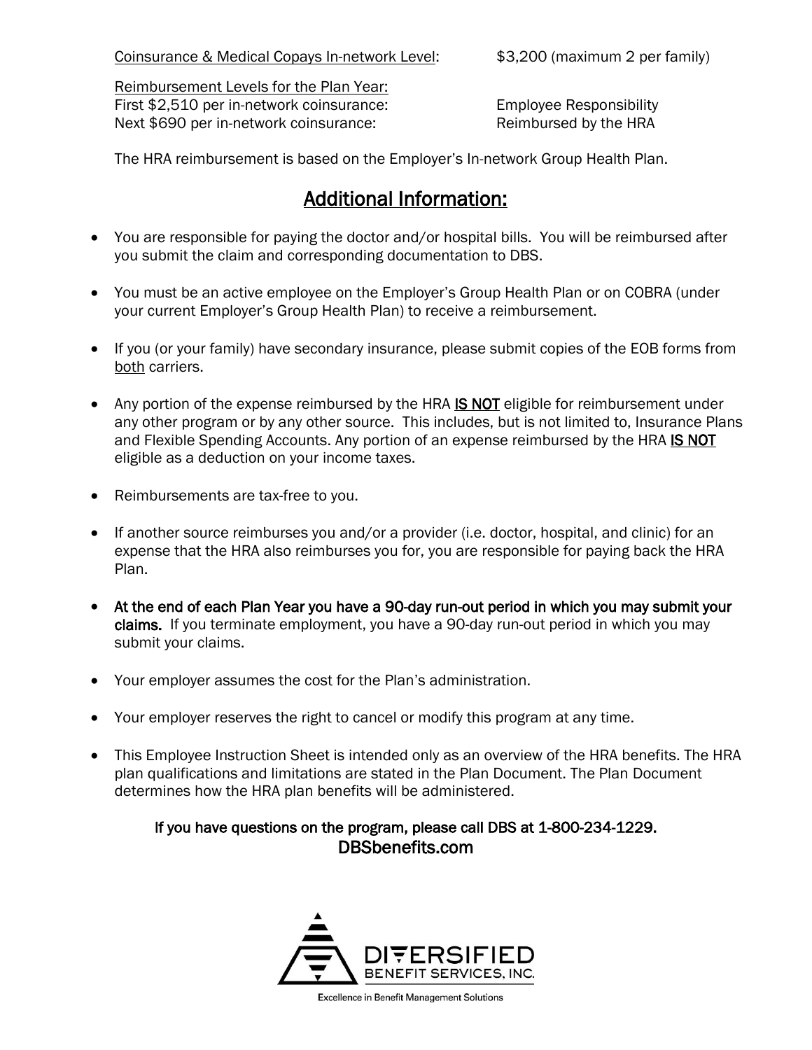Coinsurance & Medical Copays In-network Level: $3,200 (maximum 2 per family)

Reimbursement Levels for the Plan Year:

| | |
|---|---|
| First $2,510 per in-network coinsurance: | Employee Responsibility |
| Next $690 per in-network coinsurance: | Reimbursed by the HRA |

The HRA reimbursement is based on the Employer's In-network Group Health Plan.

## Additional Information:

- You are responsible for paying the doctor and/or hospital bills. You will be reimbursed after you submit the claim and corresponding documentation to DBS.
- You must be an active employee on the Employer's Group Health Plan or on COBRA (under your current Employer's Group Health Plan) to receive a reimbursement.
- If you (or your family) have secondary insurance, please submit copies of the EOB forms from both carriers.
- Any portion of the expense reimbursed by the HRA **IS NOT** eligible for reimbursement under any other program or by any other source. This includes, but is not limited to, Insurance Plans and Flexible Spending Accounts. Any portion of an expense reimbursed by the HRA **IS NOT** eligible as a deduction on your income taxes.
- Reimbursements are tax-free to you.
- If another source reimburses you and/or a provider (i.e. doctor, hospital, and clinic) for an expense that the HRA also reimburses you for, you are responsible for paying back the HRA Plan.
- **At the end of each Plan Year you have a 90-day run-out period in which you may submit your claims.** If you terminate employment, you have a 90-day run-out period in which you may submit your claims.
- Your employer assumes the cost for the Plan's administration.
- Your employer reserves the right to cancel or modify this program at any time.
- This Employee Instruction Sheet is intended only as an overview of the HRA benefits. The HRA plan qualifications and limitations are stated in the Plan Document. The Plan Document determines how the HRA plan benefits will be administered.

**If you have questions on the program, please call DBS at 1-800-234-1229.**
DBSbenefits.com

DIVERSIFIED BENEFIT SERVICES, INC.
Excellence in Benefit Management Solutions